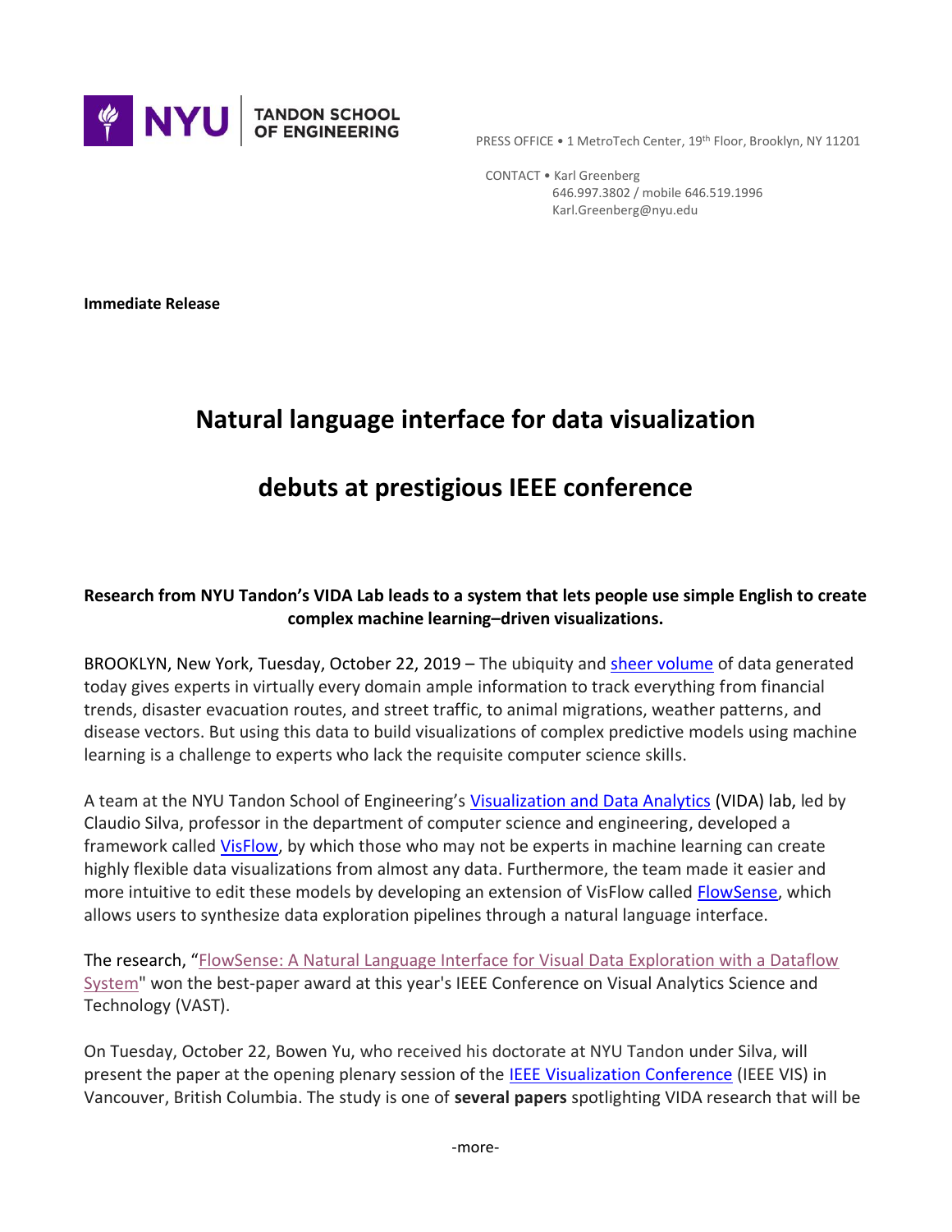NYU | TANDON SCHOOL OF ENGINEERING

PRESS OFFICE • 1 MetroTech Center, 19th Floor, Brooklyn, NY 11201

CONTACT • Karl Greenberg
646.997.3802 / mobile 646.519.1996
Karl.Greenberg@nyu.edu

**Immediate Release**

# Natural language interface for data visualization debuts at prestigious IEEE conference

**Research from NYU Tandon's VIDA Lab leads to a system that lets people use simple English to create complex machine learning–driven visualizations.**

BROOKLYN, New York, Tuesday, October 22, 2019 – The ubiquity and sheer volume of data generated today gives experts in virtually every domain ample information to track everything from financial trends, disaster evacuation routes, and street traffic, to animal migrations, weather patterns, and disease vectors. But using this data to build visualizations of complex predictive models using machine learning is a challenge to experts who lack the requisite computer science skills.

A team at the NYU Tandon School of Engineering's Visualization and Data Analytics (VIDA) lab, led by Claudio Silva, professor in the department of computer science and engineering, developed a framework called VisFlow, by which those who may not be experts in machine learning can create highly flexible data visualizations from almost any data. Furthermore, the team made it easier and more intuitive to edit these models by developing an extension of VisFlow called FlowSense, which allows users to synthesize data exploration pipelines through a natural language interface.

The research, "FlowSense: A Natural Language Interface for Visual Data Exploration with a Dataflow System" won the best-paper award at this year's IEEE Conference on Visual Analytics Science and Technology (VAST).

On Tuesday, October 22, Bowen Yu, who received his doctorate at NYU Tandon under Silva, will present the paper at the opening plenary session of the IEEE Visualization Conference (IEEE VIS) in Vancouver, British Columbia. The study is one of **several papers** spotlighting VIDA research that will be

-more-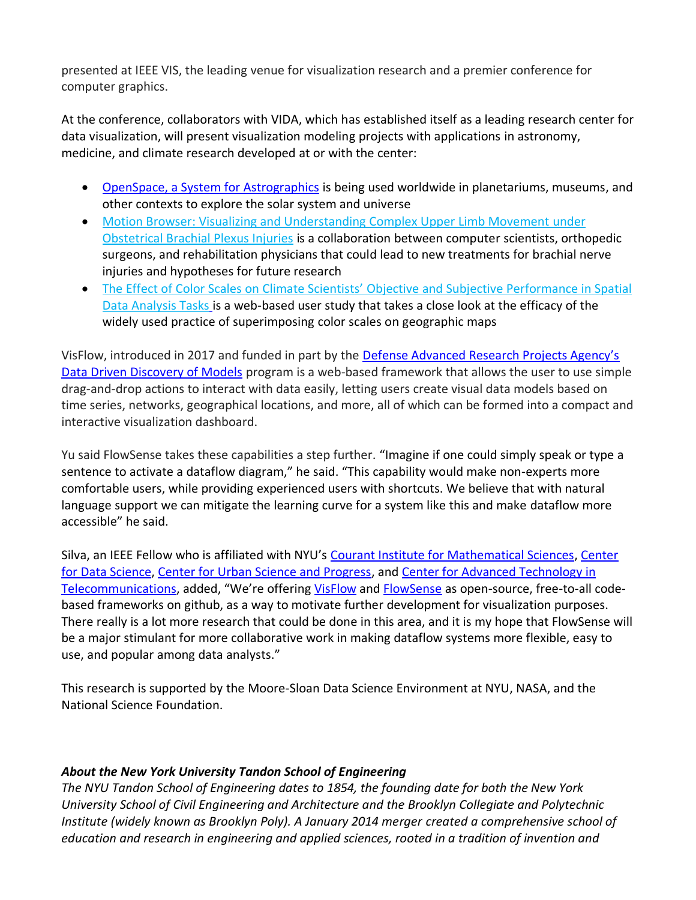presented at IEEE VIS, the leading venue for visualization research and a premier conference for computer graphics.

At the conference, collaborators with VIDA, which has established itself as a leading research center for data visualization, will present visualization modeling projects with applications in astronomy, medicine, and climate research developed at or with the center:

- OpenSpace, a System for Astrographics is being used worldwide in planetariums, museums, and other contexts to explore the solar system and universe
- Motion Browser: Visualizing and Understanding Complex Upper Limb Movement under Obstetrical Brachial Plexus Injuries is a collaboration between computer scientists, orthopedic surgeons, and rehabilitation physicians that could lead to new treatments for brachial nerve injuries and hypotheses for future research
- The Effect of Color Scales on Climate Scientists' Objective and Subjective Performance in Spatial Data Analysis Tasks is a web-based user study that takes a close look at the efficacy of the widely used practice of superimposing color scales on geographic maps

VisFlow, introduced in 2017 and funded in part by the Defense Advanced Research Projects Agency's Data Driven Discovery of Models program is a web-based framework that allows the user to use simple drag-and-drop actions to interact with data easily, letting users create visual data models based on time series, networks, geographical locations, and more, all of which can be formed into a compact and interactive visualization dashboard.

Yu said FlowSense takes these capabilities a step further. "Imagine if one could simply speak or type a sentence to activate a dataflow diagram," he said. "This capability would make non-experts more comfortable users, while providing experienced users with shortcuts. We believe that with natural language support we can mitigate the learning curve for a system like this and make dataflow more accessible" he said.

Silva, an IEEE Fellow who is affiliated with NYU's Courant Institute for Mathematical Sciences, Center for Data Science, Center for Urban Science and Progress, and Center for Advanced Technology in Telecommunications, added, "We're offering VisFlow and FlowSense as open-source, free-to-all code-based frameworks on github, as a way to motivate further development for visualization purposes. There really is a lot more research that could be done in this area, and it is my hope that FlowSense will be a major stimulant for more collaborative work in making dataflow systems more flexible, easy to use, and popular among data analysts."

This research is supported by the Moore-Sloan Data Science Environment at NYU, NASA, and the National Science Foundation.

***About the New York University Tandon School of Engineering***

*The NYU Tandon School of Engineering dates to 1854, the founding date for both the New York University School of Civil Engineering and Architecture and the Brooklyn Collegiate and Polytechnic Institute (widely known as Brooklyn Poly). A January 2014 merger created a comprehensive school of education and research in engineering and applied sciences, rooted in a tradition of invention and*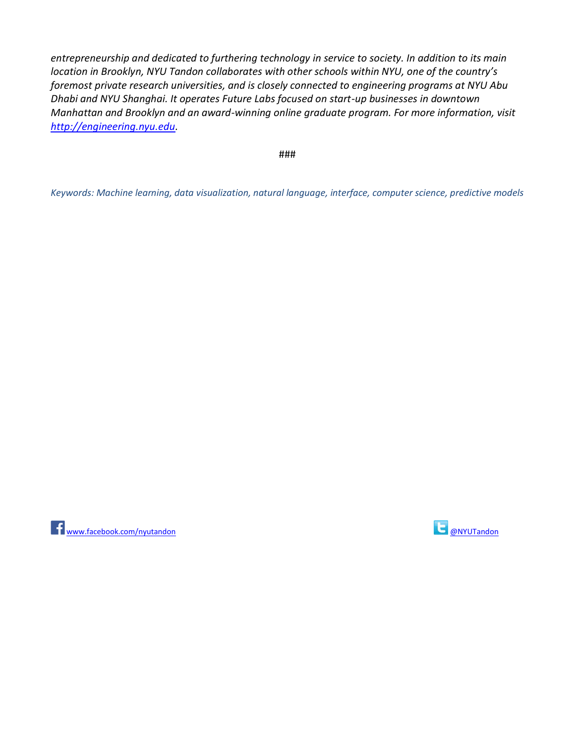*entrepreneurship and dedicated to furthering technology in service to society. In addition to its main location in Brooklyn, NYU Tandon collaborates with other schools within NYU, one of the country's foremost private research universities, and is closely connected to engineering programs at NYU Abu Dhabi and NYU Shanghai. It operates Future Labs focused on start-up businesses in downtown Manhattan and Brooklyn and an award-winning online graduate program. For more information, visit [http://engineering.nyu.edu](http://engineering.nyu.edu).*

###

*Keywords: Machine learning, data visualization, natural language, interface, computer science, predictive models*

[www.facebook.com/nyutandon](http://www.facebook.com/nyutandon) [@NYUTandon](https://twitter.com/NYUTandon)